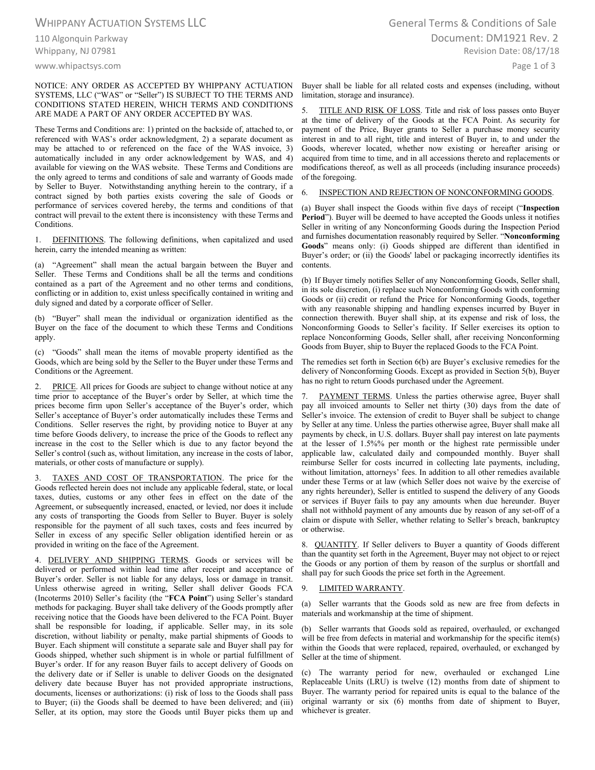NOTICE: ANY ORDER AS ACCEPTED BY WHIPPANY ACTUATION SYSTEMS, LLC ("WAS" or "Seller") IS SUBJECT TO THE TERMS AND CONDITIONS STATED HEREIN, WHICH TERMS AND CONDITIONS ARE MADE A PART OF ANY ORDER ACCEPTED BY WAS.

These Terms and Conditions are: 1) printed on the backside of, attached to, or referenced with WAS's order acknowledgment, 2) a separate document as may be attached to or referenced on the face of the WAS invoice, 3) automatically included in any order acknowledgement by WAS, and 4) available for viewing on the WAS website. These Terms and Conditions are the only agreed to terms and conditions of sale and warranty of Goods made by Seller to Buyer. Notwithstanding anything herein to the contrary, if a contract signed by both parties exists covering the sale of Goods or performance of services covered hereby, the terms and conditions of that contract will prevail to the extent there is inconsistency with these Terms and Conditions.

1. DEFINITIONS. The following definitions, when capitalized and used herein, carry the intended meaning as written:

(a) "Agreement" shall mean the actual bargain between the Buyer and Seller. These Terms and Conditions shall be all the terms and conditions contained as a part of the Agreement and no other terms and conditions, conflicting or in addition to, exist unless specifically contained in writing and duly signed and dated by a corporate officer of Seller.

(b) "Buyer" shall mean the individual or organization identified as the Buyer on the face of the document to which these Terms and Conditions apply.

(c) "Goods" shall mean the items of movable property identified as the Goods, which are being sold by the Seller to the Buyer under these Terms and Conditions or the Agreement.

2. PRICE. All prices for Goods are subject to change without notice at any time prior to acceptance of the Buyer's order by Seller, at which time the prices become firm upon Seller's acceptance of the Buyer's order, which Seller's acceptance of Buyer's order automatically includes these Terms and Conditions. Seller reserves the right, by providing notice to Buyer at any time before Goods delivery, to increase the price of the Goods to reflect any increase in the cost to the Seller which is due to any factor beyond the Seller's control (such as, without limitation, any increase in the costs of labor, materials, or other costs of manufacture or supply).

3. TAXES AND COST OF TRANSPORTATION. The price for the Goods reflected herein does not include any applicable federal, state, or local taxes, duties, customs or any other fees in effect on the date of the Agreement, or subsequently increased, enacted, or levied, nor does it include any costs of transporting the Goods from Seller to Buyer. Buyer is solely responsible for the payment of all such taxes, costs and fees incurred by Seller in excess of any specific Seller obligation identified herein or as provided in writing on the face of the Agreement.

4. DELIVERY AND SHIPPING TERMS. Goods or services will be delivered or performed within lead time after receipt and acceptance of Buyer's order. Seller is not liable for any delays, loss or damage in transit. Unless otherwise agreed in writing, Seller shall deliver Goods FCA (Incoterms 2010) Seller's facility (the "**FCA Point**") using Seller's standard methods for packaging. Buyer shall take delivery of the Goods promptly after receiving notice that the Goods have been delivered to the FCA Point. Buyer shall be responsible for loading, if applicable. Seller may, in its sole discretion, without liability or penalty, make partial shipments of Goods to Buyer. Each shipment will constitute a separate sale and Buyer shall pay for Goods shipped, whether such shipment is in whole or partial fulfillment of Buyer's order. If for any reason Buyer fails to accept delivery of Goods on the delivery date or if Seller is unable to deliver Goods on the designated delivery date because Buyer has not provided appropriate instructions, documents, licenses or authorizations: (i) risk of loss to the Goods shall pass to Buyer; (ii) the Goods shall be deemed to have been delivered; and (iii) Seller, at its option, may store the Goods until Buyer picks them up and Buyer shall be liable for all related costs and expenses (including, without limitation, storage and insurance).

5. TITLE AND RISK OF LOSS. Title and risk of loss passes onto Buyer at the time of delivery of the Goods at the FCA Point. As security for payment of the Price, Buyer grants to Seller a purchase money security interest in and to all right, title and interest of Buyer in, to and under the Goods, wherever located, whether now existing or hereafter arising or acquired from time to time, and in all accessions thereto and replacements or modifications thereof, as well as all proceeds (including insurance proceeds) of the foregoing.

6. INSPECTION AND REJECTION OF NONCONFORMING GOODS.

(a) Buyer shall inspect the Goods within five days of receipt ("**Inspection Period**"). Buyer will be deemed to have accepted the Goods unless it notifies Seller in writing of any Nonconforming Goods during the Inspection Period and furnishes documentation reasonably required by Seller. "**Nonconforming Goods**" means only: (i) Goods shipped are different than identified in Buyer's order; or (ii) the Goods' label or packaging incorrectly identifies its contents.

(b) If Buyer timely notifies Seller of any Nonconforming Goods, Seller shall, in its sole discretion, (i) replace such Nonconforming Goods with conforming Goods or (ii) credit or refund the Price for Nonconforming Goods, together with any reasonable shipping and handling expenses incurred by Buyer in connection therewith. Buyer shall ship, at its expense and risk of loss, the Nonconforming Goods to Seller's facility. If Seller exercises its option to replace Nonconforming Goods, Seller shall, after receiving Nonconforming Goods from Buyer, ship to Buyer the replaced Goods to the FCA Point.

The remedies set forth in Section 6(b) are Buyer's exclusive remedies for the delivery of Nonconforming Goods. Except as provided in Section 5(b), Buyer has no right to return Goods purchased under the Agreement.

7. PAYMENT TERMS. Unless the parties otherwise agree, Buyer shall pay all invoiced amounts to Seller net thirty (30) days from the date of Seller's invoice. The extension of credit to Buyer shall be subject to change by Seller at any time. Unless the parties otherwise agree, Buyer shall make all payments by check, in U.S. dollars. Buyer shall pay interest on late payments at the lesser of 1.5%% per month or the highest rate permissible under applicable law, calculated daily and compounded monthly. Buyer shall reimburse Seller for costs incurred in collecting late payments, including, without limitation, attorneys' fees. In addition to all other remedies available under these Terms or at law (which Seller does not waive by the exercise of any rights hereunder), Seller is entitled to suspend the delivery of any Goods or services if Buyer fails to pay any amounts when due hereunder. Buyer shall not withhold payment of any amounts due by reason of any set-off of a claim or dispute with Seller, whether relating to Seller's breach, bankruptcy or otherwise.

8. QUANTITY. If Seller delivers to Buyer a quantity of Goods different than the quantity set forth in the Agreement, Buyer may not object to or reject the Goods or any portion of them by reason of the surplus or shortfall and shall pay for such Goods the price set forth in the Agreement.

9. LIMITED WARRANTY.

(a) Seller warrants that the Goods sold as new are free from defects in materials and workmanship at the time of shipment.

(b) Seller warrants that Goods sold as repaired, overhauled, or exchanged will be free from defects in material and workmanship for the specific item(s) within the Goods that were replaced, repaired, overhauled, or exchanged by Seller at the time of shipment.

(c) The warranty period for new, overhauled or exchanged Line Replaceable Units (LRU) is twelve (12) months from date of shipment to Buyer. The warranty period for repaired units is equal to the balance of the original warranty or six (6) months from date of shipment to Buyer, whichever is greater.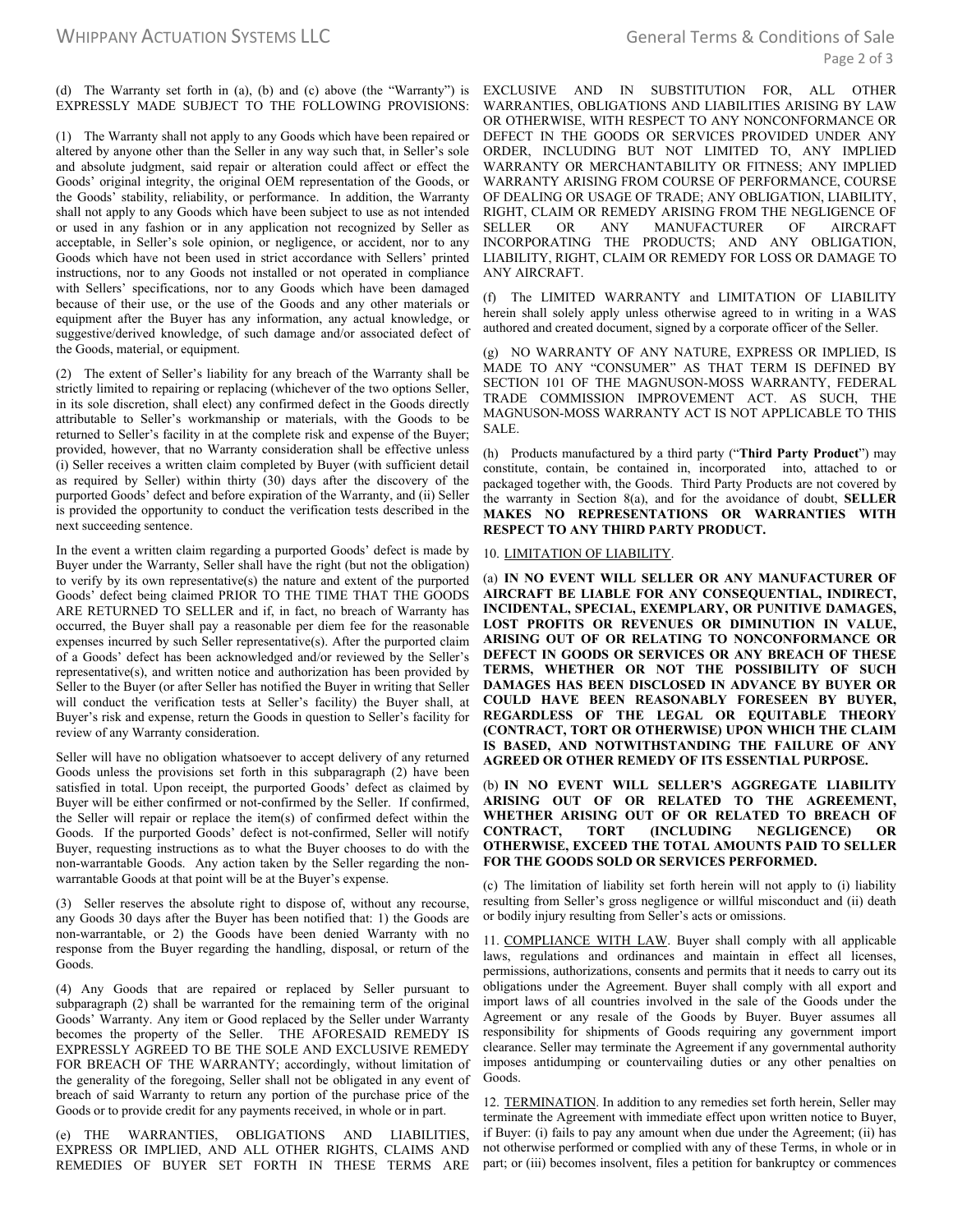(d) The Warranty set forth in (a), (b) and (c) above (the "Warranty") is EXPRESSLY MADE SUBJECT TO THE FOLLOWING PROVISIONS:

(1) The Warranty shall not apply to any Goods which have been repaired or altered by anyone other than the Seller in any way such that, in Seller's sole and absolute judgment, said repair or alteration could affect or effect the Goods' original integrity, the original OEM representation of the Goods, or the Goods' stability, reliability, or performance. In addition, the Warranty shall not apply to any Goods which have been subject to use as not intended or used in any fashion or in any application not recognized by Seller as acceptable, in Seller's sole opinion, or negligence, or accident, nor to any Goods which have not been used in strict accordance with Sellers' printed instructions, nor to any Goods not installed or not operated in compliance with Sellers' specifications, nor to any Goods which have been damaged because of their use, or the use of the Goods and any other materials or equipment after the Buyer has any information, any actual knowledge, or suggestive/derived knowledge, of such damage and/or associated defect of the Goods, material, or equipment.

(2) The extent of Seller's liability for any breach of the Warranty shall be strictly limited to repairing or replacing (whichever of the two options Seller, in its sole discretion, shall elect) any confirmed defect in the Goods directly attributable to Seller's workmanship or materials, with the Goods to be returned to Seller's facility in at the complete risk and expense of the Buyer; provided, however, that no Warranty consideration shall be effective unless (i) Seller receives a written claim completed by Buyer (with sufficient detail as required by Seller) within thirty (30) days after the discovery of the purported Goods' defect and before expiration of the Warranty, and (ii) Seller is provided the opportunity to conduct the verification tests described in the next succeeding sentence.

In the event a written claim regarding a purported Goods' defect is made by Buyer under the Warranty, Seller shall have the right (but not the obligation) to verify by its own representative(s) the nature and extent of the purported Goods' defect being claimed PRIOR TO THE TIME THAT THE GOODS ARE RETURNED TO SELLER and if, in fact, no breach of Warranty has occurred, the Buyer shall pay a reasonable per diem fee for the reasonable expenses incurred by such Seller representative(s). After the purported claim of a Goods' defect has been acknowledged and/or reviewed by the Seller's representative(s), and written notice and authorization has been provided by Seller to the Buyer (or after Seller has notified the Buyer in writing that Seller will conduct the verification tests at Seller's facility) the Buyer shall, at Buyer's risk and expense, return the Goods in question to Seller's facility for review of any Warranty consideration.

Seller will have no obligation whatsoever to accept delivery of any returned Goods unless the provisions set forth in this subparagraph (2) have been satisfied in total. Upon receipt, the purported Goods' defect as claimed by Buyer will be either confirmed or not-confirmed by the Seller. If confirmed, the Seller will repair or replace the item(s) of confirmed defect within the Goods. If the purported Goods' defect is not-confirmed, Seller will notify Buyer, requesting instructions as to what the Buyer chooses to do with the non-warrantable Goods. Any action taken by the Seller regarding the non-warrantable Goods at that point will be at the Buyer's expense.

(3) Seller reserves the absolute right to dispose of, without any recourse, any Goods 30 days after the Buyer has been notified that: 1) the Goods are non-warrantable, or 2) the Goods have been denied Warranty with no response from the Buyer regarding the handling, disposal, or return of the Goods.

(4) Any Goods that are repaired or replaced by Seller pursuant to subparagraph (2) shall be warranted for the remaining term of the original Goods' Warranty. Any item or Good replaced by the Seller under Warranty becomes the property of the Seller. THE AFORESAID REMEDY IS EXPRESSLY AGREED TO BE THE SOLE AND EXCLUSIVE REMEDY FOR BREACH OF THE WARRANTY; accordingly, without limitation of the generality of the foregoing, Seller shall not be obligated in any event of breach of said Warranty to return any portion of the purchase price of the Goods or to provide credit for any payments received, in whole or in part.

(e) THE WARRANTIES, OBLIGATIONS AND LIABILITIES, EXPRESS OR IMPLIED, AND ALL OTHER RIGHTS, CLAIMS AND REMEDIES OF BUYER SET FORTH IN THESE TERMS ARE EXCLUSIVE AND IN SUBSTITUTION FOR, ALL OTHER WARRANTIES, OBLIGATIONS AND LIABILITIES ARISING BY LAW OR OTHERWISE, WITH RESPECT TO ANY NONCONFORMANCE OR DEFECT IN THE GOODS OR SERVICES PROVIDED UNDER ANY ORDER, INCLUDING BUT NOT LIMITED TO, ANY IMPLIED WARRANTY OR MERCHANTABILITY OR FITNESS; ANY IMPLIED WARRANTY ARISING FROM COURSE OF PERFORMANCE, COURSE OF DEALING OR USAGE OF TRADE; ANY OBLIGATION, LIABILITY, RIGHT, CLAIM OR REMEDY ARISING FROM THE NEGLIGENCE OF SELLER OR ANY MANUFACTURER OF AIRCRAFT INCORPORATING THE PRODUCTS; AND ANY OBLIGATION, LIABILITY, RIGHT, CLAIM OR REMEDY FOR LOSS OR DAMAGE TO ANY AIRCRAFT.

(f) The LIMITED WARRANTY and LIMITATION OF LIABILITY herein shall solely apply unless otherwise agreed to in writing in a WAS authored and created document, signed by a corporate officer of the Seller.

(g) NO WARRANTY OF ANY NATURE, EXPRESS OR IMPLIED, IS MADE TO ANY "CONSUMER" AS THAT TERM IS DEFINED BY SECTION 101 OF THE MAGNUSON-MOSS WARRANTY, FEDERAL TRADE COMMISSION IMPROVEMENT ACT. AS SUCH, THE MAGNUSON-MOSS WARRANTY ACT IS NOT APPLICABLE TO THIS SALE.

(h) Products manufactured by a third party ("**Third Party Product**") may constitute, contain, be contained in, incorporated into, attached to or packaged together with, the Goods. Third Party Products are not covered by the warranty in Section 8(a), and for the avoidance of doubt, **SELLER MAKES NO REPRESENTATIONS OR WARRANTIES WITH RESPECT TO ANY THIRD PARTY PRODUCT.**

10. LIMITATION OF LIABILITY.

(a) **IN NO EVENT WILL SELLER OR ANY MANUFACTURER OF AIRCRAFT BE LIABLE FOR ANY CONSEQUENTIAL, INDIRECT, INCIDENTAL, SPECIAL, EXEMPLARY, OR PUNITIVE DAMAGES, LOST PROFITS OR REVENUES OR DIMINUTION IN VALUE, ARISING OUT OF OR RELATING TO NONCONFORMANCE OR DEFECT IN GOODS OR SERVICES OR ANY BREACH OF THESE TERMS, WHETHER OR NOT THE POSSIBILITY OF SUCH DAMAGES HAS BEEN DISCLOSED IN ADVANCE BY BUYER OR COULD HAVE BEEN REASONABLY FORESEEN BY BUYER, REGARDLESS OF THE LEGAL OR EQUITABLE THEORY (CONTRACT, TORT OR OTHERWISE) UPON WHICH THE CLAIM IS BASED, AND NOTWITHSTANDING THE FAILURE OF ANY AGREED OR OTHER REMEDY OF ITS ESSENTIAL PURPOSE.**

(b) **IN NO EVENT WILL SELLER'S AGGREGATE LIABILITY ARISING OUT OF OR RELATED TO THE AGREEMENT, WHETHER ARISING OUT OF OR RELATED TO BREACH OF CONTRACT, TORT (INCLUDING NEGLIGENCE) OR OTHERWISE, EXCEED THE TOTAL AMOUNTS PAID TO SELLER FOR THE GOODS SOLD OR SERVICES PERFORMED.**

(c) The limitation of liability set forth herein will not apply to (i) liability resulting from Seller's gross negligence or willful misconduct and (ii) death or bodily injury resulting from Seller's acts or omissions.

11. COMPLIANCE WITH LAW. Buyer shall comply with all applicable laws, regulations and ordinances and maintain in effect all licenses, permissions, authorizations, consents and permits that it needs to carry out its obligations under the Agreement. Buyer shall comply with all export and import laws of all countries involved in the sale of the Goods under the Agreement or any resale of the Goods by Buyer. Buyer assumes all responsibility for shipments of Goods requiring any government import clearance. Seller may terminate the Agreement if any governmental authority imposes antidumping or countervailing duties or any other penalties on Goods.

12. TERMINATION. In addition to any remedies set forth herein, Seller may terminate the Agreement with immediate effect upon written notice to Buyer, if Buyer: (i) fails to pay any amount when due under the Agreement; (ii) has not otherwise performed or complied with any of these Terms, in whole or in part; or (iii) becomes insolvent, files a petition for bankruptcy or commences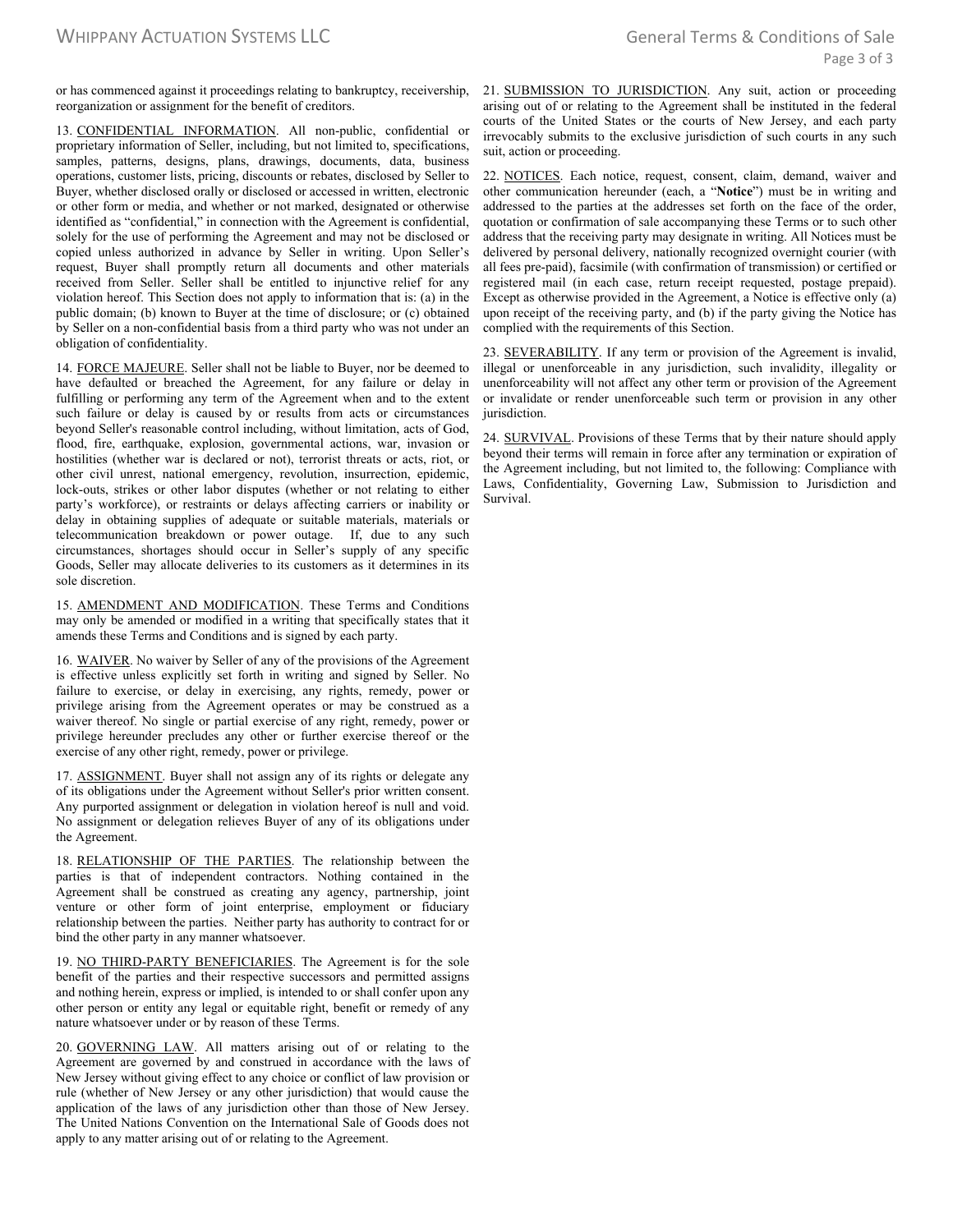or has commenced against it proceedings relating to bankruptcy, receivership, reorganization or assignment for the benefit of creditors.

13. CONFIDENTIAL INFORMATION. All non-public, confidential or proprietary information of Seller, including, but not limited to, specifications, samples, patterns, designs, plans, drawings, documents, data, business operations, customer lists, pricing, discounts or rebates, disclosed by Seller to Buyer, whether disclosed orally or disclosed or accessed in written, electronic or other form or media, and whether or not marked, designated or otherwise identified as "confidential," in connection with the Agreement is confidential, solely for the use of performing the Agreement and may not be disclosed or copied unless authorized in advance by Seller in writing. Upon Seller's request, Buyer shall promptly return all documents and other materials received from Seller. Seller shall be entitled to injunctive relief for any violation hereof. This Section does not apply to information that is: (a) in the public domain; (b) known to Buyer at the time of disclosure; or (c) obtained by Seller on a non-confidential basis from a third party who was not under an obligation of confidentiality.

14. FORCE MAJEURE. Seller shall not be liable to Buyer, nor be deemed to have defaulted or breached the Agreement, for any failure or delay in fulfilling or performing any term of the Agreement when and to the extent such failure or delay is caused by or results from acts or circumstances beyond Seller's reasonable control including, without limitation, acts of God, flood, fire, earthquake, explosion, governmental actions, war, invasion or hostilities (whether war is declared or not), terrorist threats or acts, riot, or other civil unrest, national emergency, revolution, insurrection, epidemic, lock-outs, strikes or other labor disputes (whether or not relating to either party's workforce), or restraints or delays affecting carriers or inability or delay in obtaining supplies of adequate or suitable materials, materials or telecommunication breakdown or power outage. If, due to any such circumstances, shortages should occur in Seller's supply of any specific Goods, Seller may allocate deliveries to its customers as it determines in its sole discretion.

15. AMENDMENT AND MODIFICATION. These Terms and Conditions may only be amended or modified in a writing that specifically states that it amends these Terms and Conditions and is signed by each party.

16. WAIVER. No waiver by Seller of any of the provisions of the Agreement is effective unless explicitly set forth in writing and signed by Seller. No failure to exercise, or delay in exercising, any rights, remedy, power or privilege arising from the Agreement operates or may be construed as a waiver thereof. No single or partial exercise of any right, remedy, power or privilege hereunder precludes any other or further exercise thereof or the exercise of any other right, remedy, power or privilege.

17. ASSIGNMENT. Buyer shall not assign any of its rights or delegate any of its obligations under the Agreement without Seller's prior written consent. Any purported assignment or delegation in violation hereof is null and void. No assignment or delegation relieves Buyer of any of its obligations under the Agreement.

18. RELATIONSHIP OF THE PARTIES. The relationship between the parties is that of independent contractors. Nothing contained in the Agreement shall be construed as creating any agency, partnership, joint venture or other form of joint enterprise, employment or fiduciary relationship between the parties. Neither party has authority to contract for or bind the other party in any manner whatsoever.

19. NO THIRD-PARTY BENEFICIARIES. The Agreement is for the sole benefit of the parties and their respective successors and permitted assigns and nothing herein, express or implied, is intended to or shall confer upon any other person or entity any legal or equitable right, benefit or remedy of any nature whatsoever under or by reason of these Terms.

20. GOVERNING LAW. All matters arising out of or relating to the Agreement are governed by and construed in accordance with the laws of New Jersey without giving effect to any choice or conflict of law provision or rule (whether of New Jersey or any other jurisdiction) that would cause the application of the laws of any jurisdiction other than those of New Jersey. The United Nations Convention on the International Sale of Goods does not apply to any matter arising out of or relating to the Agreement.

21. SUBMISSION TO JURISDICTION. Any suit, action or proceeding arising out of or relating to the Agreement shall be instituted in the federal courts of the United States or the courts of New Jersey, and each party irrevocably submits to the exclusive jurisdiction of such courts in any such suit, action or proceeding.

22. NOTICES. Each notice, request, consent, claim, demand, waiver and other communication hereunder (each, a "**Notice**") must be in writing and addressed to the parties at the addresses set forth on the face of the order, quotation or confirmation of sale accompanying these Terms or to such other address that the receiving party may designate in writing. All Notices must be delivered by personal delivery, nationally recognized overnight courier (with all fees pre-paid), facsimile (with confirmation of transmission) or certified or registered mail (in each case, return receipt requested, postage prepaid). Except as otherwise provided in the Agreement, a Notice is effective only (a) upon receipt of the receiving party, and (b) if the party giving the Notice has complied with the requirements of this Section.

23. SEVERABILITY. If any term or provision of the Agreement is invalid, illegal or unenforceable in any jurisdiction, such invalidity, illegality or unenforceability will not affect any other term or provision of the Agreement or invalidate or render unenforceable such term or provision in any other jurisdiction.

24. SURVIVAL. Provisions of these Terms that by their nature should apply beyond their terms will remain in force after any termination or expiration of the Agreement including, but not limited to, the following: Compliance with Laws, Confidentiality, Governing Law, Submission to Jurisdiction and Survival.